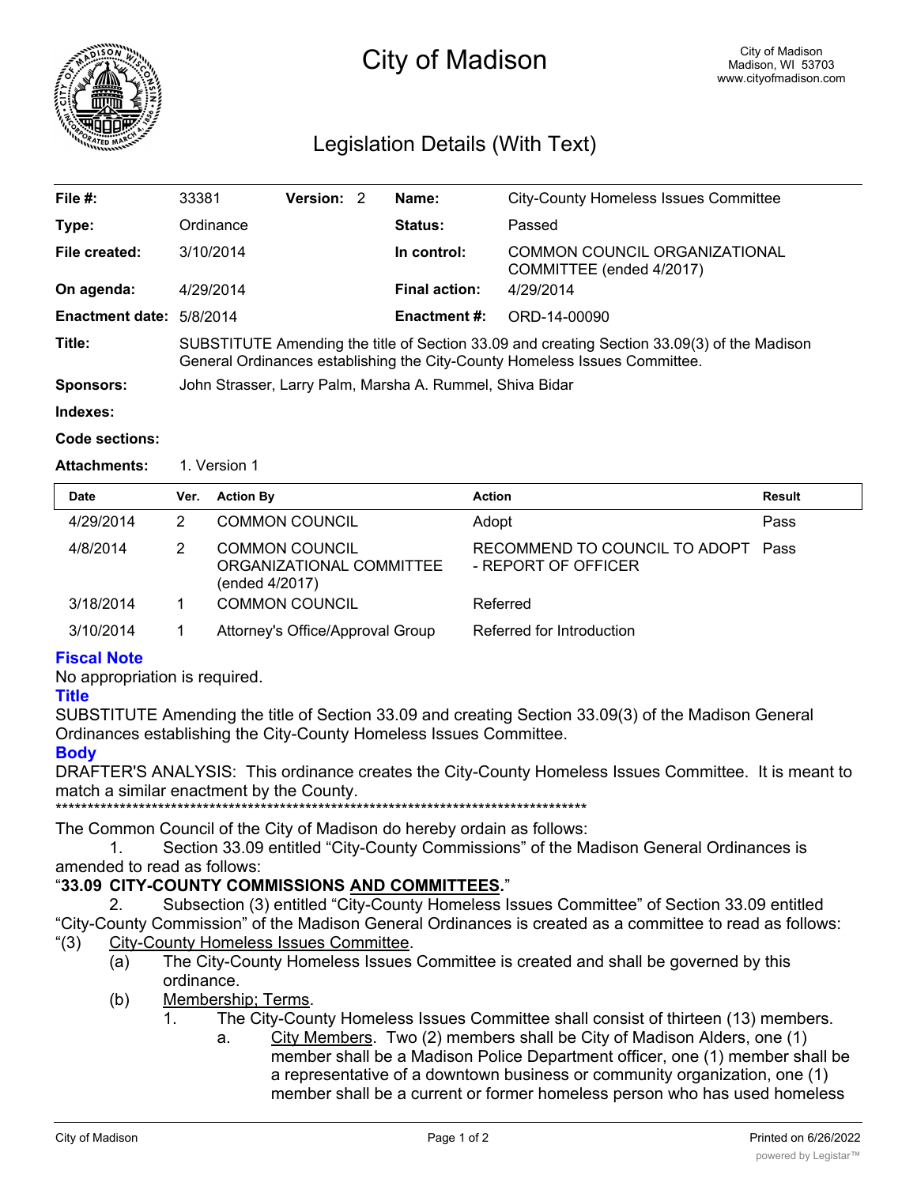# City of Madison

City of Madison
Madison, WI 53703
www.cityofmadison.com

## Legislation Details (With Text)

| | | | | | |
|---|---|---|---|---|---|
| **File #:** | 33381 | **Version:** 2 | | **Name:** | City-County Homeless Issues Committee |
| **Type:** | Ordinance | | | **Status:** | Passed |
| **File created:** | 3/10/2014 | | | **In control:** | COMMON COUNCIL ORGANIZATIONAL COMMITTEE (ended 4/2017) |
| **On agenda:** | 4/29/2014 | | | **Final action:** | 4/29/2014 |
| **Enactment date:** | 5/8/2014 | | | **Enactment #:** | ORD-14-00090 |

**Title:** SUBSTITUTE Amending the title of Section 33.09 and creating Section 33.09(3) of the Madison General Ordinances establishing the City-County Homeless Issues Committee.

**Sponsors:** John Strasser, Larry Palm, Marsha A. Rummel, Shiva Bidar

**Indexes:**

**Code sections:**

**Attachments:** 1. Version 1

| Date | Ver. | Action By | Action | Result |
|---|---|---|---|---|
| 4/29/2014 | 2 | COMMON COUNCIL | Adopt | Pass |
| 4/8/2014 | 2 | COMMON COUNCIL ORGANIZATIONAL COMMITTEE (ended 4/2017) | RECOMMEND TO COUNCIL TO ADOPT - REPORT OF OFFICER | Pass |
| 3/18/2014 | 1 | COMMON COUNCIL | Referred | |
| 3/10/2014 | 1 | Attorney's Office/Approval Group | Referred for Introduction | |

### Fiscal Note

No appropriation is required.

### Title

SUBSTITUTE Amending the title of Section 33.09 and creating Section 33.09(3) of the Madison General Ordinances establishing the City-County Homeless Issues Committee.

### Body

DRAFTER'S ANALYSIS: This ordinance creates the City-County Homeless Issues Committee. It is meant to match a similar enactment by the County.

***********************************************************************************

The Common Council of the City of Madison do hereby ordain as follows:

1. Section 33.09 entitled "City-County Commissions" of the Madison General Ordinances is amended to read as follows:

"**33.09 CITY-COUNTY COMMISSIONS AND COMMITTEES**."

2. Subsection (3) entitled "City-County Homeless Issues Committee" of Section 33.09 entitled "City-County Commission" of the Madison General Ordinances is created as a committee to read as follows:

"(3) City-County Homeless Issues Committee.

(a) The City-County Homeless Issues Committee is created and shall be governed by this ordinance.

(b) Membership; Terms.

1. The City-County Homeless Issues Committee shall consist of thirteen (13) members.

a. City Members. Two (2) members shall be City of Madison Alders, one (1) member shall be a Madison Police Department officer, one (1) member shall be a representative of a downtown business or community organization, one (1) member shall be a current or former homeless person who has used homeless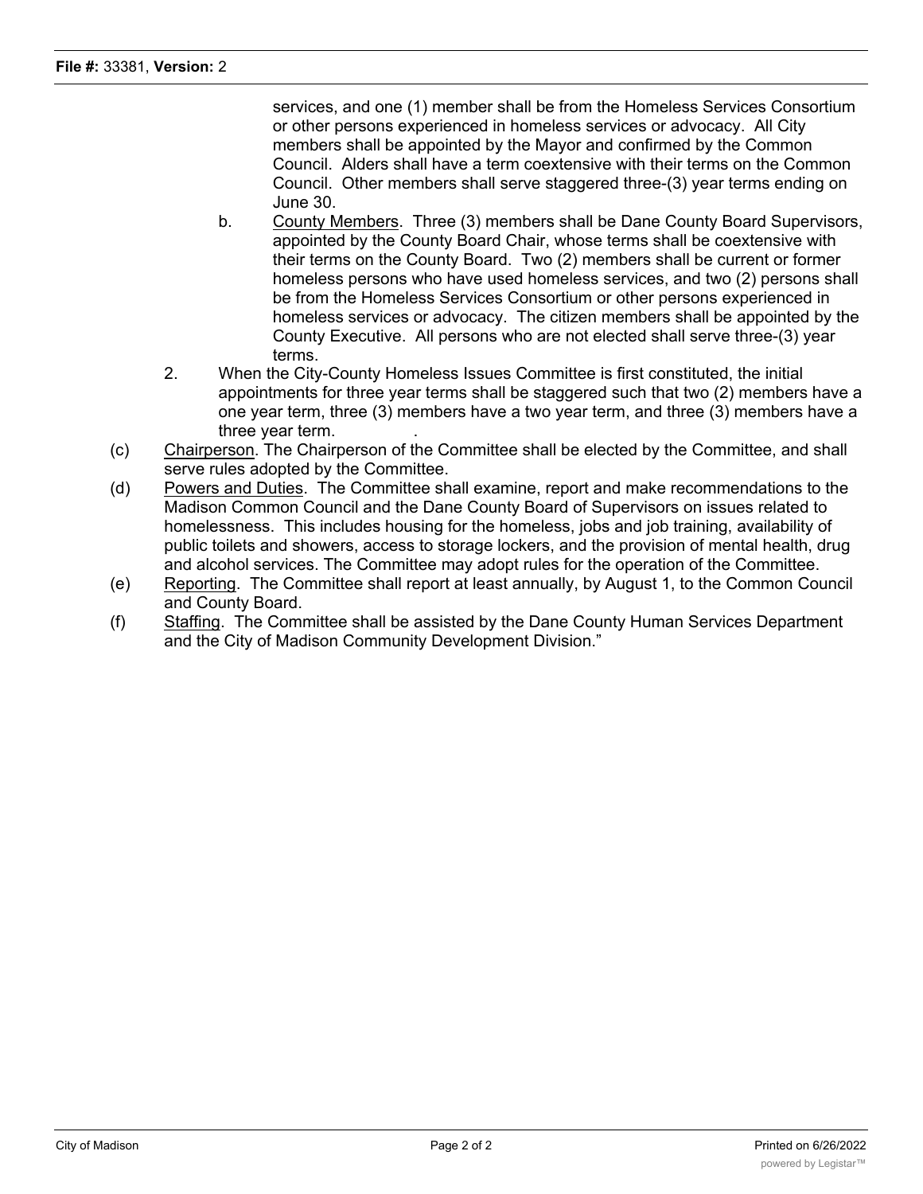services, and one (1) member shall be from the Homeless Services Consortium or other persons experienced in homeless services or advocacy. All City members shall be appointed by the Mayor and confirmed by the Common Council. Alders shall have a term coextensive with their terms on the Common Council. Other members shall serve staggered three-(3) year terms ending on June 30.

b. County Members. Three (3) members shall be Dane County Board Supervisors, appointed by the County Board Chair, whose terms shall be coextensive with their terms on the County Board. Two (2) members shall be current or former homeless persons who have used homeless services, and two (2) persons shall be from the Homeless Services Consortium or other persons experienced in homeless services or advocacy. The citizen members shall be appointed by the County Executive. All persons who are not elected shall serve three-(3) year terms.

2. When the City-County Homeless Issues Committee is first constituted, the initial appointments for three year terms shall be staggered such that two (2) members have a one year term, three (3) members have a two year term, and three (3) members have a three year term. .

(c) Chairperson. The Chairperson of the Committee shall be elected by the Committee, and shall serve rules adopted by the Committee.

(d) Powers and Duties. The Committee shall examine, report and make recommendations to the Madison Common Council and the Dane County Board of Supervisors on issues related to homelessness. This includes housing for the homeless, jobs and job training, availability of public toilets and showers, access to storage lockers, and the provision of mental health, drug and alcohol services. The Committee may adopt rules for the operation of the Committee.

(e) Reporting. The Committee shall report at least annually, by August 1, to the Common Council and County Board.

(f) Staffing. The Committee shall be assisted by the Dane County Human Services Department and the City of Madison Community Development Division."